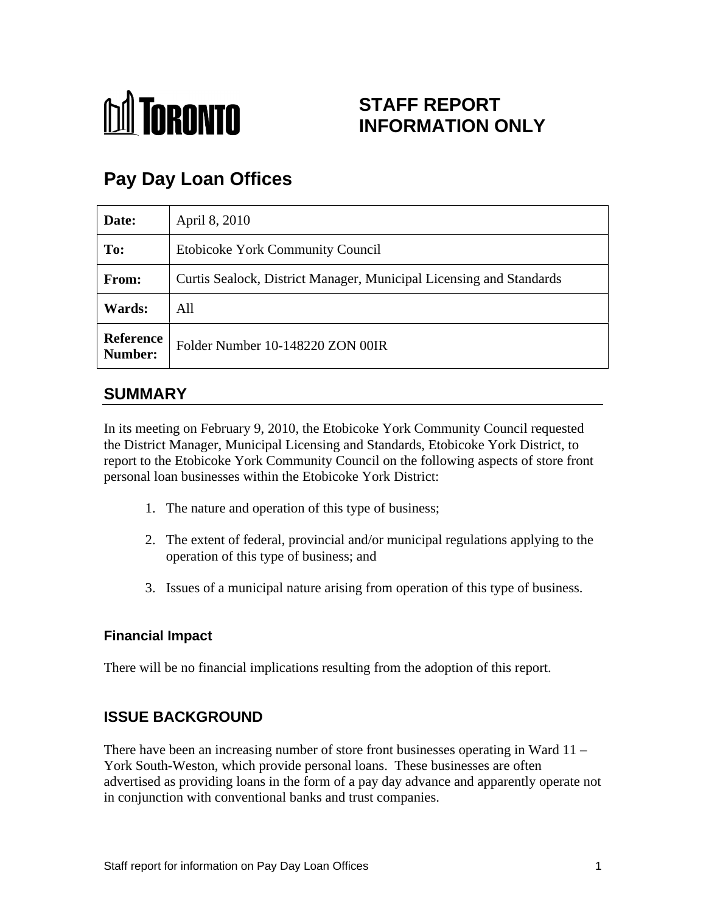# STAFF REPORT INFORMATION ONLY

## Pay Day Loan Offices

| Date: | April 8, 2010 |
|---|---|
| To: | Etobicoke York Community Council |
| From: | Curtis Sealock, District Manager, Municipal Licensing and Standards |
| Wards: | All |
| Reference Number: | Folder Number 10-148220 ZON 00IR |

## SUMMARY

In its meeting on February 9, 2010, the Etobicoke York Community Council requested the District Manager, Municipal Licensing and Standards, Etobicoke York District, to report to the Etobicoke York Community Council on the following aspects of store front personal loan businesses within the Etobicoke York District:

1. The nature and operation of this type of business;
2. The extent of federal, provincial and/or municipal regulations applying to the operation of this type of business; and
3. Issues of a municipal nature arising from operation of this type of business.

### Financial Impact

There will be no financial implications resulting from the adoption of this report.

## ISSUE BACKGROUND

There have been an increasing number of store front businesses operating in Ward 11 – York South-Weston, which provide personal loans. These businesses are often advertised as providing loans in the form of a pay day advance and apparently operate not in conjunction with conventional banks and trust companies.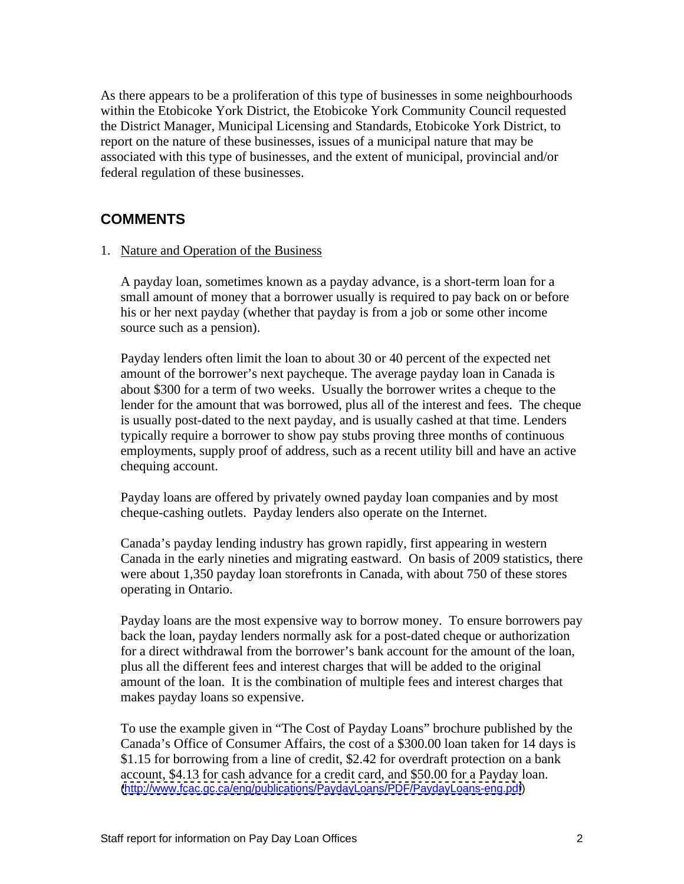As there appears to be a proliferation of this type of businesses in some neighbourhoods within the Etobicoke York District, the Etobicoke York Community Council requested the District Manager, Municipal Licensing and Standards, Etobicoke York District, to report on the nature of these businesses, issues of a municipal nature that may be associated with this type of businesses, and the extent of municipal, provincial and/or federal regulation of these businesses.

## COMMENTS

1. Nature and Operation of the Business

   A payday loan, sometimes known as a payday advance, is a short-term loan for a small amount of money that a borrower usually is required to pay back on or before his or her next payday (whether that payday is from a job or some other income source such as a pension).

   Payday lenders often limit the loan to about 30 or 40 percent of the expected net amount of the borrower's next paycheque. The average payday loan in Canada is about $300 for a term of two weeks. Usually the borrower writes a cheque to the lender for the amount that was borrowed, plus all of the interest and fees. The cheque is usually post-dated to the next payday, and is usually cashed at that time. Lenders typically require a borrower to show pay stubs proving three months of continuous employments, supply proof of address, such as a recent utility bill and have an active chequing account.

   Payday loans are offered by privately owned payday loan companies and by most cheque-cashing outlets. Payday lenders also operate on the Internet.

   Canada's payday lending industry has grown rapidly, first appearing in western Canada in the early nineties and migrating eastward. On basis of 2009 statistics, there were about 1,350 payday loan storefronts in Canada, with about 750 of these stores operating in Ontario.

   Payday loans are the most expensive way to borrow money. To ensure borrowers pay back the loan, payday lenders normally ask for a post-dated cheque or authorization for a direct withdrawal from the borrower's bank account for the amount of the loan, plus all the different fees and interest charges that will be added to the original amount of the loan. It is the combination of multiple fees and interest charges that makes payday loans so expensive.

   To use the example given in "The Cost of Payday Loans" brochure published by the Canada's Office of Consumer Affairs, the cost of a $300.00 loan taken for 14 days is $1.15 for borrowing from a line of credit, $2.42 for overdraft protection on a bank account, $4.13 for cash advance for a credit card, and $50.00 for a Payday loan. (http://www.fcac.gc.ca/eng/publications/PaydayLoans/PDF/PaydayLoans-eng.pdf)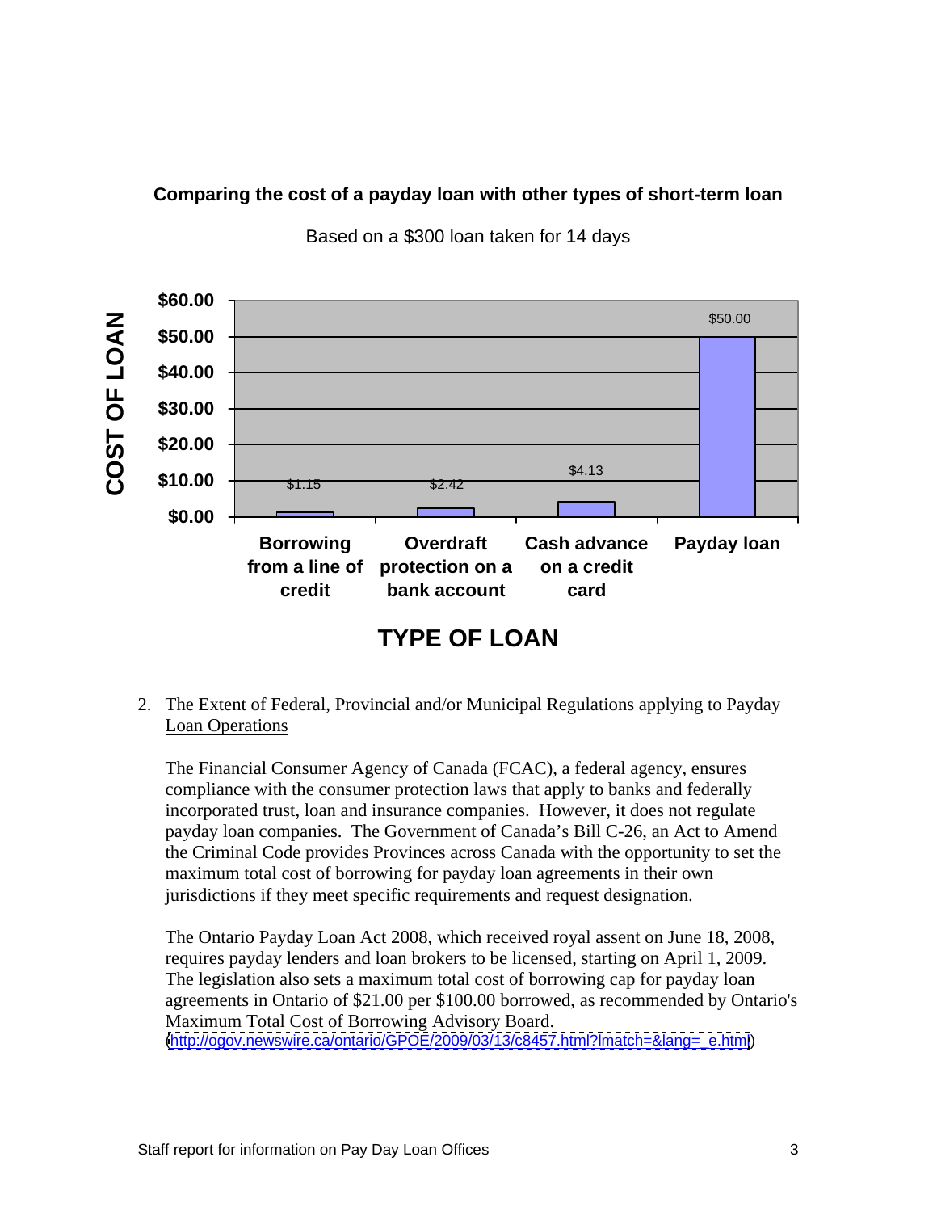**Comparing the cost of a payday loan with other types of short-term loan**

Based on a $300 loan taken for 14 days

| TYPE OF LOAN | COST OF LOAN |
|---|---|
| Borrowing from a line of credit | $1.15 |
| Overdraft protection on a bank account | $2.42 |
| Cash advance on a credit card | $4.13 |
| Payday loan | $50.00 |

2. The Extent of Federal, Provincial and/or Municipal Regulations applying to Payday Loan Operations

   The Financial Consumer Agency of Canada (FCAC), a federal agency, ensures compliance with the consumer protection laws that apply to banks and federally incorporated trust, loan and insurance companies. However, it does not regulate payday loan companies. The Government of Canada's Bill C-26, an Act to Amend the Criminal Code provides Provinces across Canada with the opportunity to set the maximum total cost of borrowing for payday loan agreements in their own jurisdictions if they meet specific requirements and request designation.

   The Ontario Payday Loan Act 2008, which received royal assent on June 18, 2008, requires payday lenders and loan brokers to be licensed, starting on April 1, 2009. The legislation also sets a maximum total cost of borrowing cap for payday loan agreements in Ontario of $21.00 per $100.00 borrowed, as recommended by Ontario's Maximum Total Cost of Borrowing Advisory Board. (http://ogov.newswire.ca/ontario/GPOE/2009/03/13/c8457.html?lmatch=&lang=_e.html)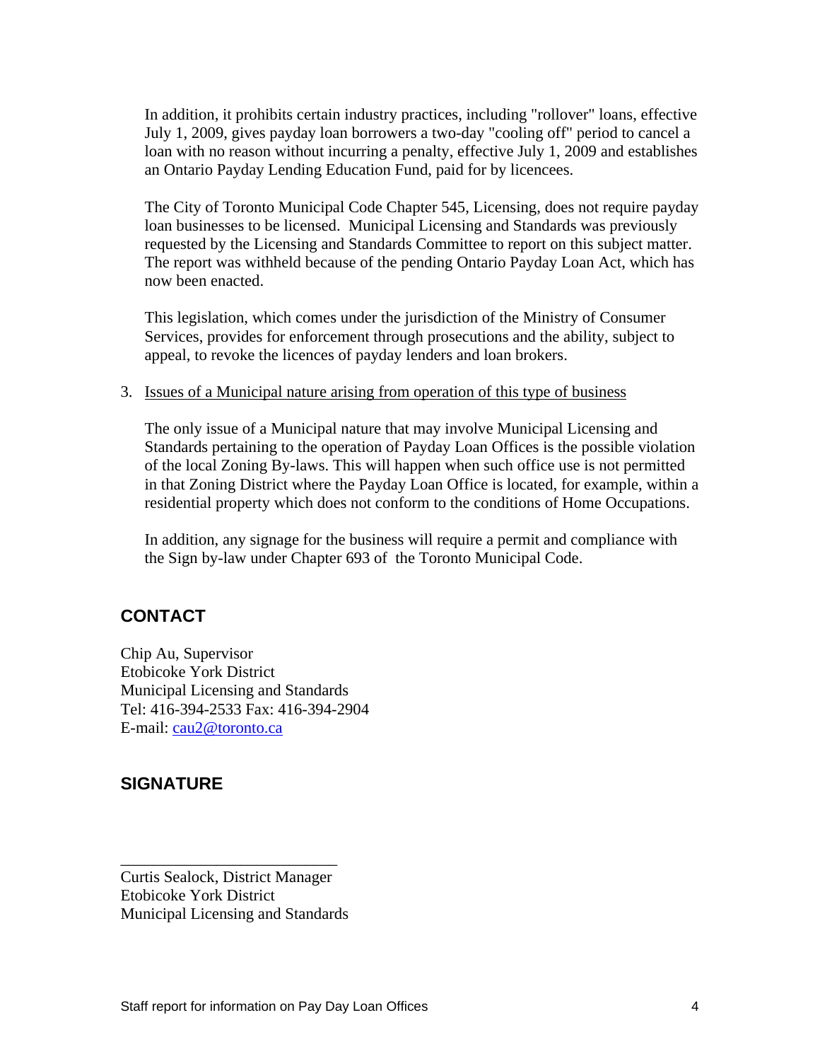In addition, it prohibits certain industry practices, including "rollover" loans, effective July 1, 2009, gives payday loan borrowers a two-day "cooling off" period to cancel a loan with no reason without incurring a penalty, effective July 1, 2009 and establishes an Ontario Payday Lending Education Fund, paid for by licencees.

The City of Toronto Municipal Code Chapter 545, Licensing, does not require payday loan businesses to be licensed. Municipal Licensing and Standards was previously requested by the Licensing and Standards Committee to report on this subject matter. The report was withheld because of the pending Ontario Payday Loan Act, which has now been enacted.

This legislation, which comes under the jurisdiction of the Ministry of Consumer Services, provides for enforcement through prosecutions and the ability, subject to appeal, to revoke the licences of payday lenders and loan brokers.

3. Issues of a Municipal nature arising from operation of this type of business

The only issue of a Municipal nature that may involve Municipal Licensing and Standards pertaining to the operation of Payday Loan Offices is the possible violation of the local Zoning By-laws. This will happen when such office use is not permitted in that Zoning District where the Payday Loan Office is located, for example, within a residential property which does not conform to the conditions of Home Occupations.

In addition, any signage for the business will require a permit and compliance with the Sign by-law under Chapter 693 of the Toronto Municipal Code.

## CONTACT

Chip Au, Supervisor
Etobicoke York District
Municipal Licensing and Standards
Tel: 416-394-2533 Fax: 416-394-2904
E-mail: cau2@toronto.ca

## SIGNATURE

_______________________________
Curtis Sealock, District Manager
Etobicoke York District
Municipal Licensing and Standards